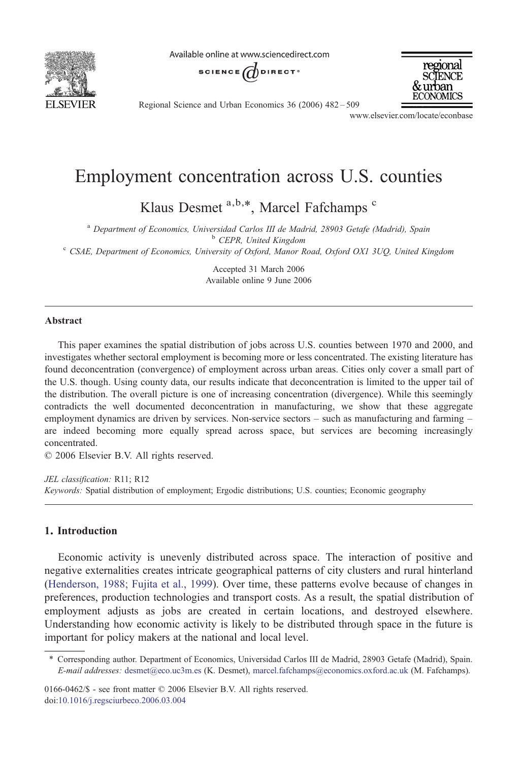# Employment concentration across U.S. counties

Klaus Desmet [a,b,*], Marcel Fafchamps [c]

[a] Department of Economics, Universidad Carlos III de Madrid, 28903 Getafe (Madrid), Spain
[b] CEPR, United Kingdom
[c] CSAE, Department of Economics, University of Oxford, Manor Road, Oxford OX1 3UQ, United Kingdom

Accepted 31 March 2006
Available online 9 June 2006

## Abstract

This paper examines the spatial distribution of jobs across U.S. counties between 1970 and 2000, and investigates whether sectoral employment is becoming more or less concentrated. The existing literature has found deconcentration (convergence) of employment across urban areas. Cities only cover a small part of the U.S. though. Using county data, our results indicate that deconcentration is limited to the upper tail of the distribution. The overall picture is one of increasing concentration (divergence). While this seemingly contradicts the well documented deconcentration in manufacturing, we show that these aggregate employment dynamics are driven by services. Non-service sectors – such as manufacturing and farming – are indeed becoming more equally spread across space, but services are becoming increasingly concentrated.

© 2006 Elsevier B.V. All rights reserved.

*JEL classification:* R11; R12

*Keywords:* Spatial distribution of employment; Ergodic distributions; U.S. counties; Economic geography

## 1. Introduction

Economic activity is unevenly distributed across space. The interaction of positive and negative externalities creates intricate geographical patterns of city clusters and rural hinterland (Henderson, 1988; Fujita et al., 1999). Over time, these patterns evolve because of changes in preferences, production technologies and transport costs. As a result, the spatial distribution of employment adjusts as jobs are created in certain locations, and destroyed elsewhere. Understanding how economic activity is likely to be distributed through space in the future is important for policy makers at the national and local level.

\* Corresponding author. Department of Economics, Universidad Carlos III de Madrid, 28903 Getafe (Madrid), Spain. *E-mail addresses:* desmet@eco.uc3m.es (K. Desmet), marcel.fafchamps@economics.oxford.ac.uk (M. Fafchamps).

0166-0462/$ - see front matter © 2006 Elsevier B.V. All rights reserved.
doi:10.1016/j.regsciurbeco.2006.03.004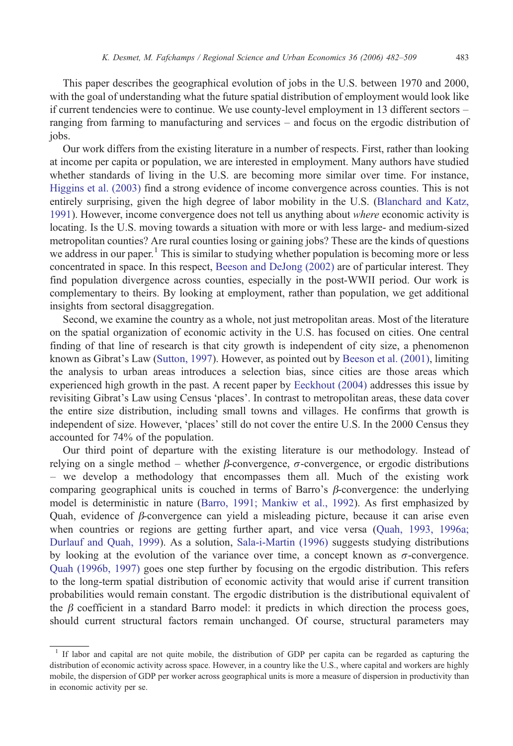This paper describes the geographical evolution of jobs in the U.S. between 1970 and 2000, with the goal of understanding what the future spatial distribution of employment would look like if current tendencies were to continue. We use county-level employment in 13 different sectors – ranging from farming to manufacturing and services – and focus on the ergodic distribution of jobs.

Our work differs from the existing literature in a number of respects. First, rather than looking at income per capita or population, we are interested in employment. Many authors have studied whether standards of living in the U.S. are becoming more similar over time. For instance, Higgins et al. (2003) find a strong evidence of income convergence across counties. This is not entirely surprising, given the high degree of labor mobility in the U.S. (Blanchard and Katz, 1991). However, income convergence does not tell us anything about *where* economic activity is locating. Is the U.S. moving towards a situation with more or with less large- and medium-sized metropolitan counties? Are rural counties losing or gaining jobs? These are the kinds of questions we address in our paper.[1] This is similar to studying whether population is becoming more or less concentrated in space. In this respect, Beeson and DeJong (2002) are of particular interest. They find population divergence across counties, especially in the post-WWII period. Our work is complementary to theirs. By looking at employment, rather than population, we get additional insights from sectoral disaggregation.

Second, we examine the country as a whole, not just metropolitan areas. Most of the literature on the spatial organization of economic activity in the U.S. has focused on cities. One central finding of that line of research is that city growth is independent of city size, a phenomenon known as Gibrat's Law (Sutton, 1997). However, as pointed out by Beeson et al. (2001), limiting the analysis to urban areas introduces a selection bias, since cities are those areas which experienced high growth in the past. A recent paper by Eeckhout (2004) addresses this issue by revisiting Gibrat's Law using Census 'places'. In contrast to metropolitan areas, these data cover the entire size distribution, including small towns and villages. He confirms that growth is independent of size. However, 'places' still do not cover the entire U.S. In the 2000 Census they accounted for 74% of the population.

Our third point of departure with the existing literature is our methodology. Instead of relying on a single method – whether $\beta$-convergence, $\sigma$-convergence, or ergodic distributions – we develop a methodology that encompasses them all. Much of the existing work comparing geographical units is couched in terms of Barro's $\beta$-convergence: the underlying model is deterministic in nature (Barro, 1991; Mankiw et al., 1992). As first emphasized by Quah, evidence of $\beta$-convergence can yield a misleading picture, because it can arise even when countries or regions are getting further apart, and vice versa (Quah, 1993, 1996a; Durlauf and Quah, 1999). As a solution, Sala-i-Martin (1996) suggests studying distributions by looking at the evolution of the variance over time, a concept known as $\sigma$-convergence. Quah (1996b, 1997) goes one step further by focusing on the ergodic distribution. This refers to the long-term spatial distribution of economic activity that would arise if current transition probabilities would remain constant. The ergodic distribution is the distributional equivalent of the $\beta$ coefficient in a standard Barro model: it predicts in which direction the process goes, should current structural factors remain unchanged. Of course, structural parameters may

[1] If labor and capital are not quite mobile, the distribution of GDP per capita can be regarded as capturing the distribution of economic activity across space. However, in a country like the U.S., where capital and workers are highly mobile, the dispersion of GDP per worker across geographical units is more a measure of dispersion in productivity than in economic activity per se.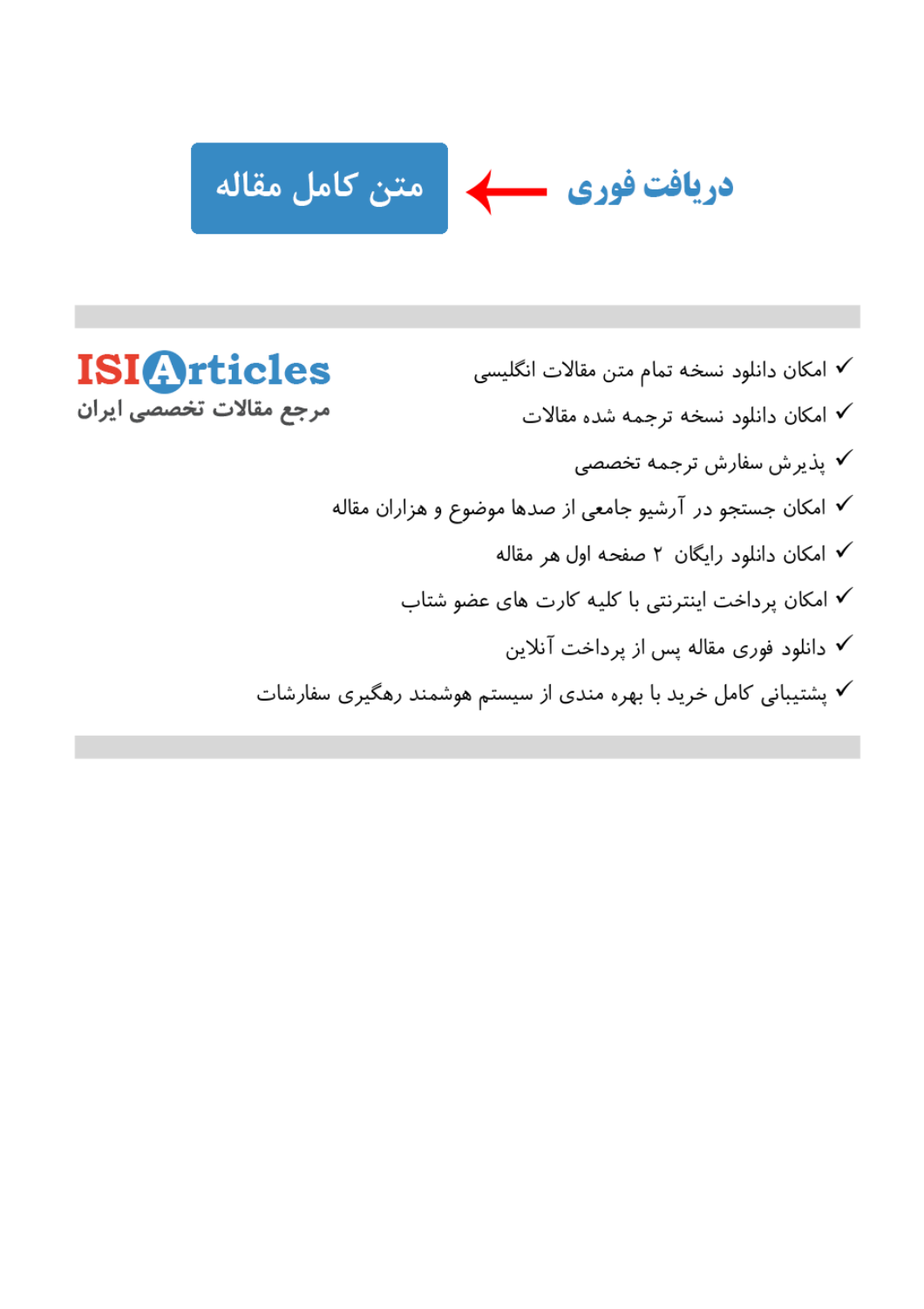دریافت فوری ← متن کامل مقاله

**ISIArticles**
مرجع مقالات تخصصی ایران

- ✓ امکان دانلود نسخه تمام متن مقالات انگلیسی
- ✓ امکان دانلود نسخه ترجمه شده مقالات
- ✓ پذیرش سفارش ترجمه تخصصی
- ✓ امکان جستجو در آرشیو جامعی از صدها موضوع و هزاران مقاله
- ✓ امکان دانلود رایگان ۲ صفحه اول هر مقاله
- ✓ امکان پرداخت اینترنتی با کلیه کارت های عضو شتاب
- ✓ دانلود فوری مقاله پس از پرداخت آنلاین
- ✓ پشتیبانی کامل خرید با بهره مندی از سیستم هوشمند رهگیری سفارشات